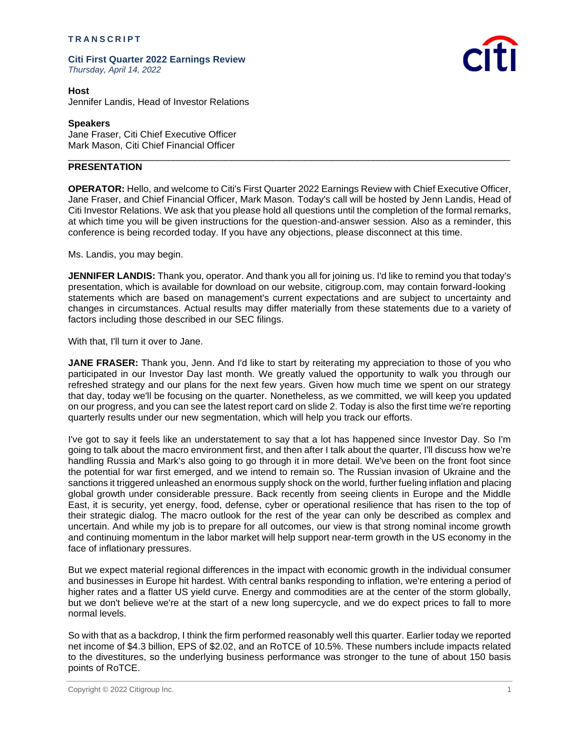**TRANSCRIPT**

**Citi First Quarter 2022 Earnings Review**
*Thursday, April 14, 2022*

**Host**
Jennifer Landis, Head of Investor Relations

**Speakers**
Jane Fraser, Citi Chief Executive Officer
Mark Mason, Citi Chief Financial Officer

---

## PRESENTATION

**OPERATOR:** Hello, and welcome to Citi's First Quarter 2022 Earnings Review with Chief Executive Officer, Jane Fraser, and Chief Financial Officer, Mark Mason. Today's call will be hosted by Jenn Landis, Head of Citi Investor Relations. We ask that you please hold all questions until the completion of the formal remarks, at which time you will be given instructions for the question-and-answer session. Also as a reminder, this conference is being recorded today. If you have any objections, please disconnect at this time.

Ms. Landis, you may begin.

**JENNIFER LANDIS:** Thank you, operator. And thank you all for joining us. I'd like to remind you that today's presentation, which is available for download on our website, citigroup.com, may contain forward-looking statements which are based on management's current expectations and are subject to uncertainty and changes in circumstances. Actual results may differ materially from these statements due to a variety of factors including those described in our SEC filings.

With that, I'll turn it over to Jane.

**JANE FRASER:** Thank you, Jenn. And I'd like to start by reiterating my appreciation to those of you who participated in our Investor Day last month. We greatly valued the opportunity to walk you through our refreshed strategy and our plans for the next few years. Given how much time we spent on our strategy that day, today we'll be focusing on the quarter. Nonetheless, as we committed, we will keep you updated on our progress, and you can see the latest report card on slide 2. Today is also the first time we're reporting quarterly results under our new segmentation, which will help you track our efforts.

I've got to say it feels like an understatement to say that a lot has happened since Investor Day. So I'm going to talk about the macro environment first, and then after I talk about the quarter, I'll discuss how we're handling Russia and Mark's also going to go through it in more detail. We've been on the front foot since the potential for war first emerged, and we intend to remain so. The Russian invasion of Ukraine and the sanctions it triggered unleashed an enormous supply shock on the world, further fueling inflation and placing global growth under considerable pressure. Back recently from seeing clients in Europe and the Middle East, it is security, yet energy, food, defense, cyber or operational resilience that has risen to the top of their strategic dialog. The macro outlook for the rest of the year can only be described as complex and uncertain. And while my job is to prepare for all outcomes, our view is that strong nominal income growth and continuing momentum in the labor market will help support near-term growth in the US economy in the face of inflationary pressures.

But we expect material regional differences in the impact with economic growth in the individual consumer and businesses in Europe hit hardest. With central banks responding to inflation, we're entering a period of higher rates and a flatter US yield curve. Energy and commodities are at the center of the storm globally, but we don't believe we're at the start of a new long supercycle, and we do expect prices to fall to more normal levels.

So with that as a backdrop, I think the firm performed reasonably well this quarter. Earlier today we reported net income of $4.3 billion, EPS of $2.02, and an RoTCE of 10.5%. These numbers include impacts related to the divestitures, so the underlying business performance was stronger to the tune of about 150 basis points of RoTCE.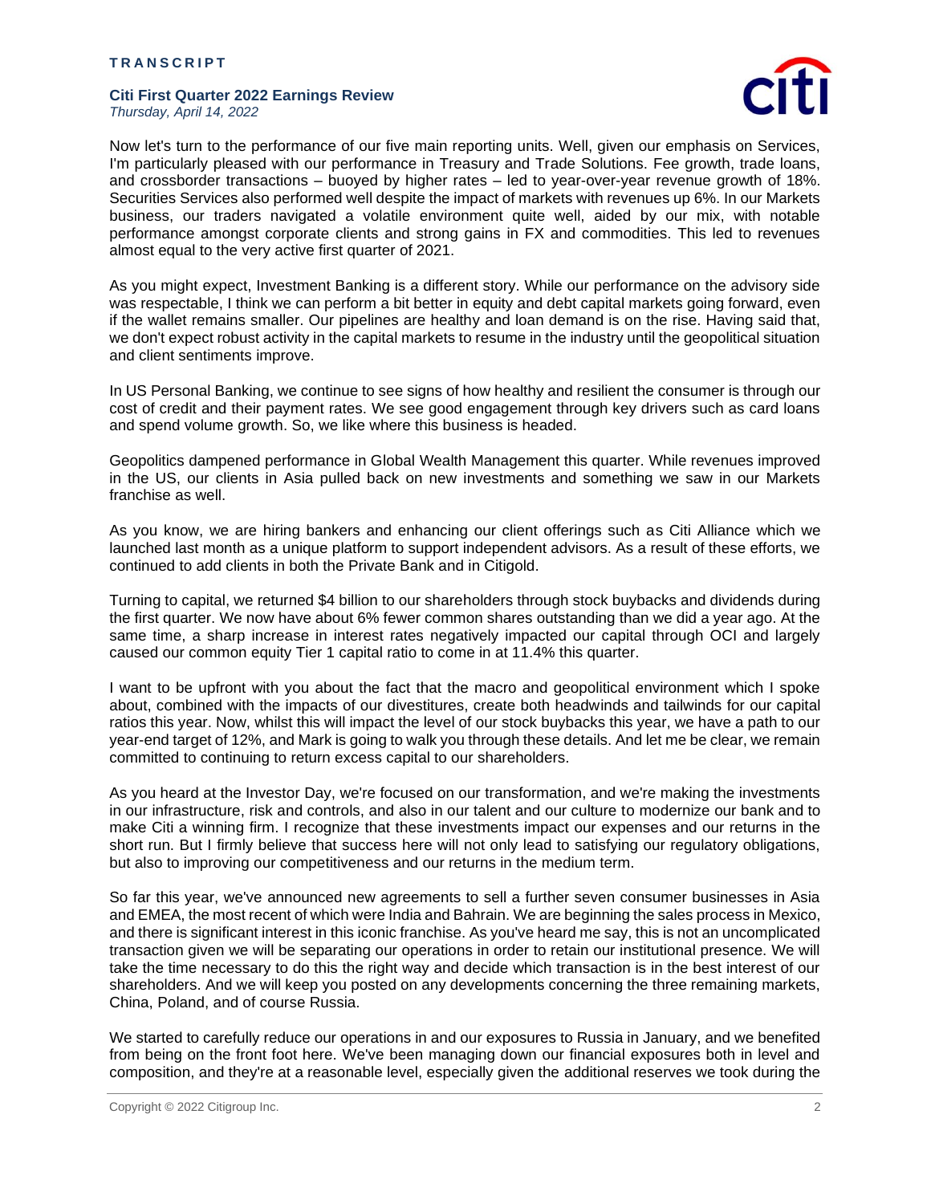Now let's turn to the performance of our five main reporting units. Well, given our emphasis on Services, I'm particularly pleased with our performance in Treasury and Trade Solutions. Fee growth, trade loans, and crossborder transactions – buoyed by higher rates – led to year-over-year revenue growth of 18%. Securities Services also performed well despite the impact of markets with revenues up 6%. In our Markets business, our traders navigated a volatile environment quite well, aided by our mix, with notable performance amongst corporate clients and strong gains in FX and commodities. This led to revenues almost equal to the very active first quarter of 2021.

As you might expect, Investment Banking is a different story. While our performance on the advisory side was respectable, I think we can perform a bit better in equity and debt capital markets going forward, even if the wallet remains smaller. Our pipelines are healthy and loan demand is on the rise. Having said that, we don't expect robust activity in the capital markets to resume in the industry until the geopolitical situation and client sentiments improve.

In US Personal Banking, we continue to see signs of how healthy and resilient the consumer is through our cost of credit and their payment rates. We see good engagement through key drivers such as card loans and spend volume growth. So, we like where this business is headed.

Geopolitics dampened performance in Global Wealth Management this quarter. While revenues improved in the US, our clients in Asia pulled back on new investments and something we saw in our Markets franchise as well.

As you know, we are hiring bankers and enhancing our client offerings such as Citi Alliance which we launched last month as a unique platform to support independent advisors. As a result of these efforts, we continued to add clients in both the Private Bank and in Citigold.

Turning to capital, we returned $4 billion to our shareholders through stock buybacks and dividends during the first quarter. We now have about 6% fewer common shares outstanding than we did a year ago. At the same time, a sharp increase in interest rates negatively impacted our capital through OCI and largely caused our common equity Tier 1 capital ratio to come in at 11.4% this quarter.

I want to be upfront with you about the fact that the macro and geopolitical environment which I spoke about, combined with the impacts of our divestitures, create both headwinds and tailwinds for our capital ratios this year. Now, whilst this will impact the level of our stock buybacks this year, we have a path to our year-end target of 12%, and Mark is going to walk you through these details. And let me be clear, we remain committed to continuing to return excess capital to our shareholders.

As you heard at the Investor Day, we're focused on our transformation, and we're making the investments in our infrastructure, risk and controls, and also in our talent and our culture to modernize our bank and to make Citi a winning firm. I recognize that these investments impact our expenses and our returns in the short run. But I firmly believe that success here will not only lead to satisfying our regulatory obligations, but also to improving our competitiveness and our returns in the medium term.

So far this year, we've announced new agreements to sell a further seven consumer businesses in Asia and EMEA, the most recent of which were India and Bahrain. We are beginning the sales process in Mexico, and there is significant interest in this iconic franchise. As you've heard me say, this is not an uncomplicated transaction given we will be separating our operations in order to retain our institutional presence. We will take the time necessary to do this the right way and decide which transaction is in the best interest of our shareholders. And we will keep you posted on any developments concerning the three remaining markets, China, Poland, and of course Russia.

We started to carefully reduce our operations in and our exposures to Russia in January, and we benefited from being on the front foot here. We've been managing down our financial exposures both in level and composition, and they're at a reasonable level, especially given the additional reserves we took during the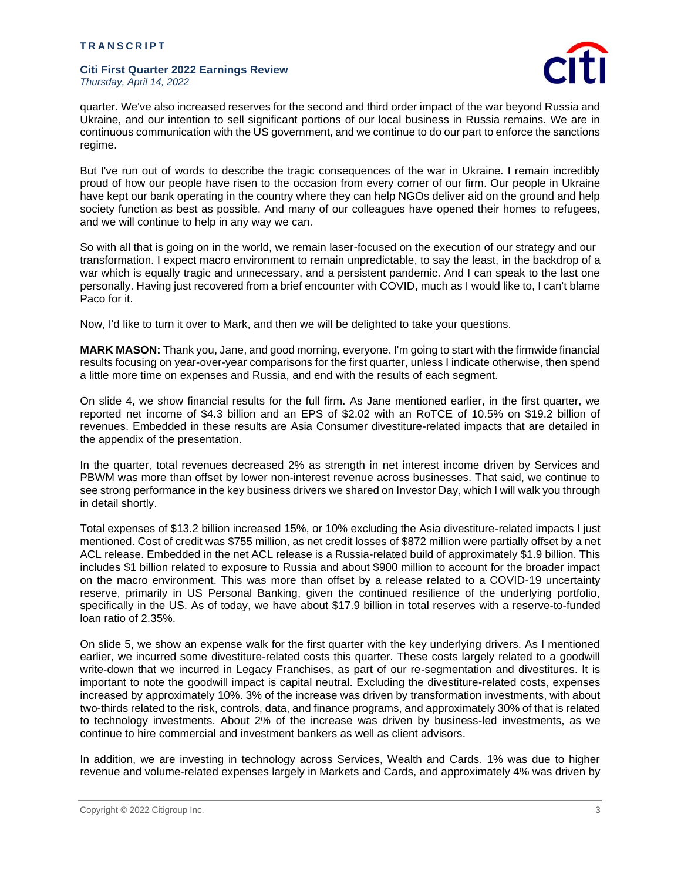quarter. We've also increased reserves for the second and third order impact of the war beyond Russia and Ukraine, and our intention to sell significant portions of our local business in Russia remains. We are in continuous communication with the US government, and we continue to do our part to enforce the sanctions regime.

But I've run out of words to describe the tragic consequences of the war in Ukraine. I remain incredibly proud of how our people have risen to the occasion from every corner of our firm. Our people in Ukraine have kept our bank operating in the country where they can help NGOs deliver aid on the ground and help society function as best as possible. And many of our colleagues have opened their homes to refugees, and we will continue to help in any way we can.

So with all that is going on in the world, we remain laser-focused on the execution of our strategy and our transformation. I expect macro environment to remain unpredictable, to say the least, in the backdrop of a war which is equally tragic and unnecessary, and a persistent pandemic. And I can speak to the last one personally. Having just recovered from a brief encounter with COVID, much as I would like to, I can't blame Paco for it.

Now, I'd like to turn it over to Mark, and then we will be delighted to take your questions.

**MARK MASON:** Thank you, Jane, and good morning, everyone. I'm going to start with the firmwide financial results focusing on year-over-year comparisons for the first quarter, unless I indicate otherwise, then spend a little more time on expenses and Russia, and end with the results of each segment.

On slide 4, we show financial results for the full firm. As Jane mentioned earlier, in the first quarter, we reported net income of $4.3 billion and an EPS of $2.02 with an RoTCE of 10.5% on $19.2 billion of revenues. Embedded in these results are Asia Consumer divestiture-related impacts that are detailed in the appendix of the presentation.

In the quarter, total revenues decreased 2% as strength in net interest income driven by Services and PBWM was more than offset by lower non-interest revenue across businesses. That said, we continue to see strong performance in the key business drivers we shared on Investor Day, which I will walk you through in detail shortly.

Total expenses of $13.2 billion increased 15%, or 10% excluding the Asia divestiture-related impacts I just mentioned. Cost of credit was $755 million, as net credit losses of $872 million were partially offset by a net ACL release. Embedded in the net ACL release is a Russia-related build of approximately $1.9 billion. This includes $1 billion related to exposure to Russia and about $900 million to account for the broader impact on the macro environment. This was more than offset by a release related to a COVID-19 uncertainty reserve, primarily in US Personal Banking, given the continued resilience of the underlying portfolio, specifically in the US. As of today, we have about $17.9 billion in total reserves with a reserve-to-funded loan ratio of 2.35%.

On slide 5, we show an expense walk for the first quarter with the key underlying drivers. As I mentioned earlier, we incurred some divestiture-related costs this quarter. These costs largely related to a goodwill write-down that we incurred in Legacy Franchises, as part of our re-segmentation and divestitures. It is important to note the goodwill impact is capital neutral. Excluding the divestiture-related costs, expenses increased by approximately 10%. 3% of the increase was driven by transformation investments, with about two-thirds related to the risk, controls, data, and finance programs, and approximately 30% of that is related to technology investments. About 2% of the increase was driven by business-led investments, as we continue to hire commercial and investment bankers as well as client advisors.

In addition, we are investing in technology across Services, Wealth and Cards. 1% was due to higher revenue and volume-related expenses largely in Markets and Cards, and approximately 4% was driven by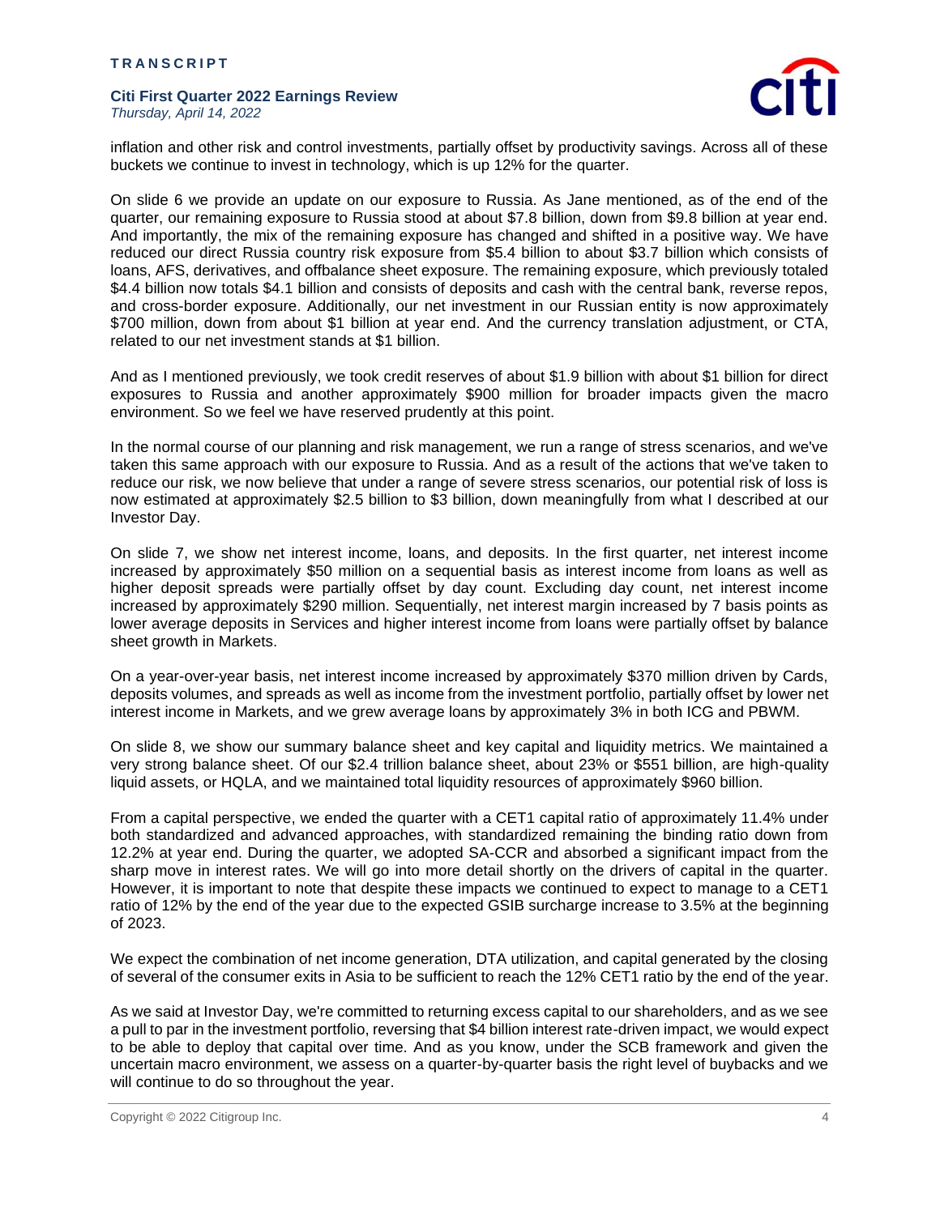inflation and other risk and control investments, partially offset by productivity savings. Across all of these buckets we continue to invest in technology, which is up 12% for the quarter.

On slide 6 we provide an update on our exposure to Russia. As Jane mentioned, as of the end of the quarter, our remaining exposure to Russia stood at about $7.8 billion, down from $9.8 billion at year end. And importantly, the mix of the remaining exposure has changed and shifted in a positive way. We have reduced our direct Russia country risk exposure from $5.4 billion to about $3.7 billion which consists of loans, AFS, derivatives, and offbalance sheet exposure. The remaining exposure, which previously totaled $4.4 billion now totals $4.1 billion and consists of deposits and cash with the central bank, reverse repos, and cross-border exposure. Additionally, our net investment in our Russian entity is now approximately $700 million, down from about $1 billion at year end. And the currency translation adjustment, or CTA, related to our net investment stands at $1 billion.

And as I mentioned previously, we took credit reserves of about $1.9 billion with about $1 billion for direct exposures to Russia and another approximately $900 million for broader impacts given the macro environment. So we feel we have reserved prudently at this point.

In the normal course of our planning and risk management, we run a range of stress scenarios, and we've taken this same approach with our exposure to Russia. And as a result of the actions that we've taken to reduce our risk, we now believe that under a range of severe stress scenarios, our potential risk of loss is now estimated at approximately $2.5 billion to $3 billion, down meaningfully from what I described at our Investor Day.

On slide 7, we show net interest income, loans, and deposits. In the first quarter, net interest income increased by approximately $50 million on a sequential basis as interest income from loans as well as higher deposit spreads were partially offset by day count. Excluding day count, net interest income increased by approximately $290 million. Sequentially, net interest margin increased by 7 basis points as lower average deposits in Services and higher interest income from loans were partially offset by balance sheet growth in Markets.

On a year-over-year basis, net interest income increased by approximately $370 million driven by Cards, deposits volumes, and spreads as well as income from the investment portfolio, partially offset by lower net interest income in Markets, and we grew average loans by approximately 3% in both ICG and PBWM.

On slide 8, we show our summary balance sheet and key capital and liquidity metrics. We maintained a very strong balance sheet. Of our $2.4 trillion balance sheet, about 23% or $551 billion, are high-quality liquid assets, or HQLA, and we maintained total liquidity resources of approximately $960 billion.

From a capital perspective, we ended the quarter with a CET1 capital ratio of approximately 11.4% under both standardized and advanced approaches, with standardized remaining the binding ratio down from 12.2% at year end. During the quarter, we adopted SA-CCR and absorbed a significant impact from the sharp move in interest rates. We will go into more detail shortly on the drivers of capital in the quarter. However, it is important to note that despite these impacts we continued to expect to manage to a CET1 ratio of 12% by the end of the year due to the expected GSIB surcharge increase to 3.5% at the beginning of 2023.

We expect the combination of net income generation, DTA utilization, and capital generated by the closing of several of the consumer exits in Asia to be sufficient to reach the 12% CET1 ratio by the end of the year.

As we said at Investor Day, we're committed to returning excess capital to our shareholders, and as we see a pull to par in the investment portfolio, reversing that $4 billion interest rate-driven impact, we would expect to be able to deploy that capital over time. And as you know, under the SCB framework and given the uncertain macro environment, we assess on a quarter-by-quarter basis the right level of buybacks and we will continue to do so throughout the year.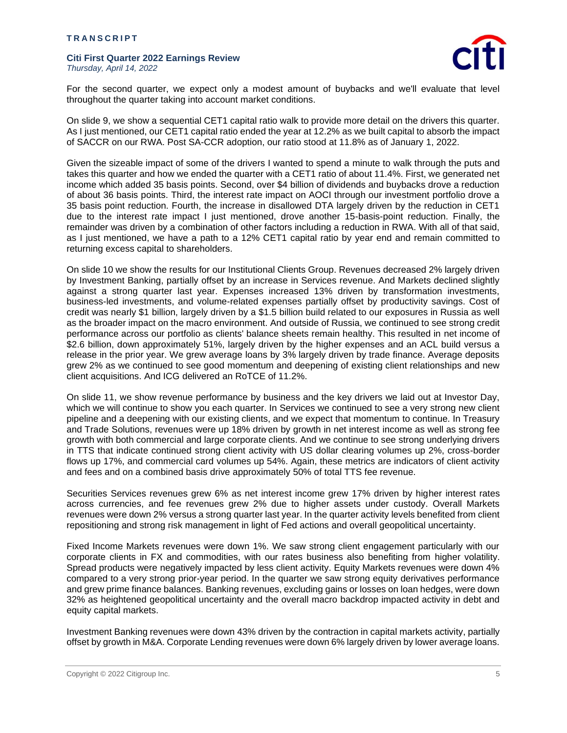For the second quarter, we expect only a modest amount of buybacks and we'll evaluate that level throughout the quarter taking into account market conditions.

On slide 9, we show a sequential CET1 capital ratio walk to provide more detail on the drivers this quarter. As I just mentioned, our CET1 capital ratio ended the year at 12.2% as we built capital to absorb the impact of SACCR on our RWA. Post SA-CCR adoption, our ratio stood at 11.8% as of January 1, 2022.

Given the sizeable impact of some of the drivers I wanted to spend a minute to walk through the puts and takes this quarter and how we ended the quarter with a CET1 ratio of about 11.4%. First, we generated net income which added 35 basis points. Second, over $4 billion of dividends and buybacks drove a reduction of about 36 basis points. Third, the interest rate impact on AOCI through our investment portfolio drove a 35 basis point reduction. Fourth, the increase in disallowed DTA largely driven by the reduction in CET1 due to the interest rate impact I just mentioned, drove another 15-basis-point reduction. Finally, the remainder was driven by a combination of other factors including a reduction in RWA. With all of that said, as I just mentioned, we have a path to a 12% CET1 capital ratio by year end and remain committed to returning excess capital to shareholders.

On slide 10 we show the results for our Institutional Clients Group. Revenues decreased 2% largely driven by Investment Banking, partially offset by an increase in Services revenue. And Markets declined slightly against a strong quarter last year. Expenses increased 13% driven by transformation investments, business-led investments, and volume-related expenses partially offset by productivity savings. Cost of credit was nearly $1 billion, largely driven by a $1.5 billion build related to our exposures in Russia as well as the broader impact on the macro environment. And outside of Russia, we continued to see strong credit performance across our portfolio as clients' balance sheets remain healthy. This resulted in net income of $2.6 billion, down approximately 51%, largely driven by the higher expenses and an ACL build versus a release in the prior year. We grew average loans by 3% largely driven by trade finance. Average deposits grew 2% as we continued to see good momentum and deepening of existing client relationships and new client acquisitions. And ICG delivered an RoTCE of 11.2%.

On slide 11, we show revenue performance by business and the key drivers we laid out at Investor Day, which we will continue to show you each quarter. In Services we continued to see a very strong new client pipeline and a deepening with our existing clients, and we expect that momentum to continue. In Treasury and Trade Solutions, revenues were up 18% driven by growth in net interest income as well as strong fee growth with both commercial and large corporate clients. And we continue to see strong underlying drivers in TTS that indicate continued strong client activity with US dollar clearing volumes up 2%, cross-border flows up 17%, and commercial card volumes up 54%. Again, these metrics are indicators of client activity and fees and on a combined basis drive approximately 50% of total TTS fee revenue.

Securities Services revenues grew 6% as net interest income grew 17% driven by higher interest rates across currencies, and fee revenues grew 2% due to higher assets under custody. Overall Markets revenues were down 2% versus a strong quarter last year. In the quarter activity levels benefited from client repositioning and strong risk management in light of Fed actions and overall geopolitical uncertainty.

Fixed Income Markets revenues were down 1%. We saw strong client engagement particularly with our corporate clients in FX and commodities, with our rates business also benefiting from higher volatility. Spread products were negatively impacted by less client activity. Equity Markets revenues were down 4% compared to a very strong prior-year period. In the quarter we saw strong equity derivatives performance and grew prime finance balances. Banking revenues, excluding gains or losses on loan hedges, were down 32% as heightened geopolitical uncertainty and the overall macro backdrop impacted activity in debt and equity capital markets.

Investment Banking revenues were down 43% driven by the contraction in capital markets activity, partially offset by growth in M&A. Corporate Lending revenues were down 6% largely driven by lower average loans.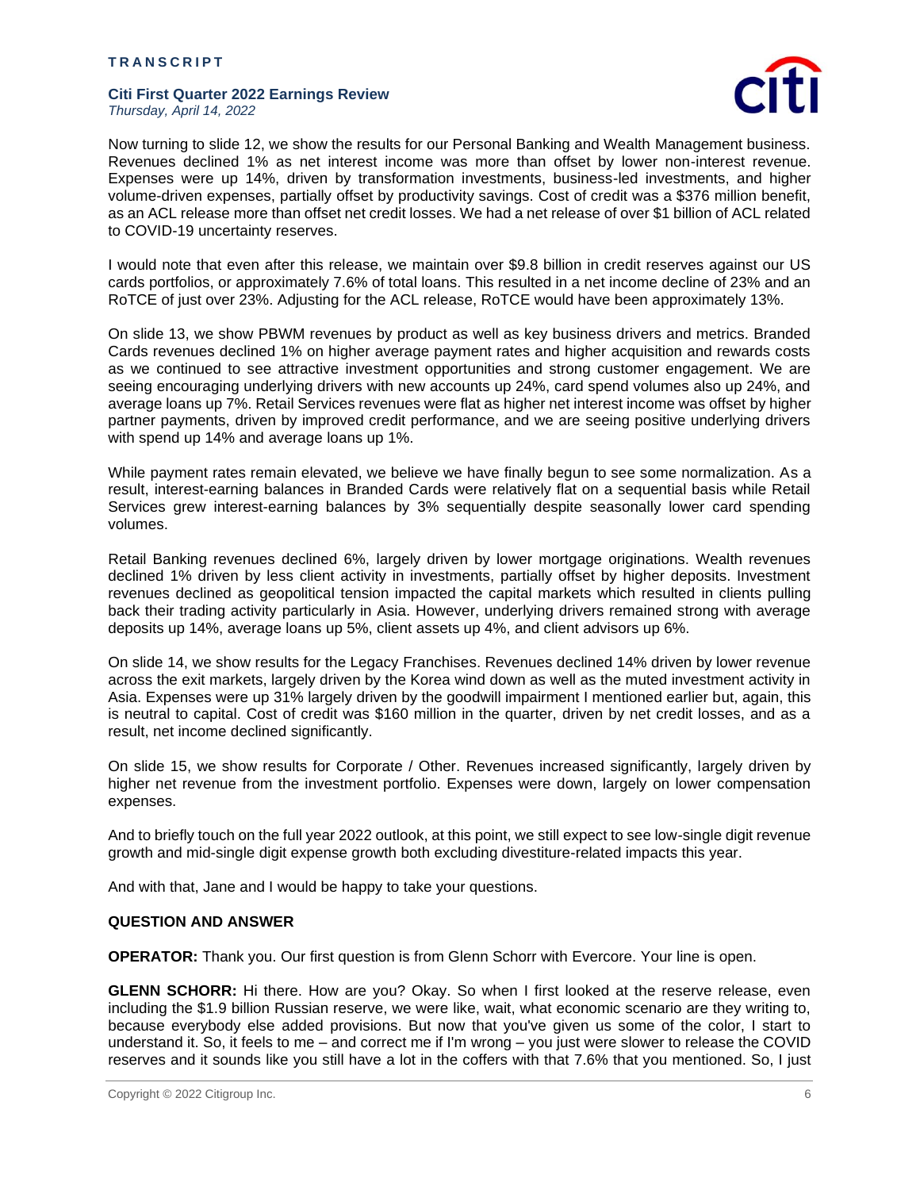Now turning to slide 12, we show the results for our Personal Banking and Wealth Management business. Revenues declined 1% as net interest income was more than offset by lower non-interest revenue. Expenses were up 14%, driven by transformation investments, business-led investments, and higher volume-driven expenses, partially offset by productivity savings. Cost of credit was a $376 million benefit, as an ACL release more than offset net credit losses. We had a net release of over $1 billion of ACL related to COVID-19 uncertainty reserves.

I would note that even after this release, we maintain over $9.8 billion in credit reserves against our US cards portfolios, or approximately 7.6% of total loans. This resulted in a net income decline of 23% and an RoTCE of just over 23%. Adjusting for the ACL release, RoTCE would have been approximately 13%.

On slide 13, we show PBWM revenues by product as well as key business drivers and metrics. Branded Cards revenues declined 1% on higher average payment rates and higher acquisition and rewards costs as we continued to see attractive investment opportunities and strong customer engagement. We are seeing encouraging underlying drivers with new accounts up 24%, card spend volumes also up 24%, and average loans up 7%. Retail Services revenues were flat as higher net interest income was offset by higher partner payments, driven by improved credit performance, and we are seeing positive underlying drivers with spend up 14% and average loans up 1%.

While payment rates remain elevated, we believe we have finally begun to see some normalization. As a result, interest-earning balances in Branded Cards were relatively flat on a sequential basis while Retail Services grew interest-earning balances by 3% sequentially despite seasonally lower card spending volumes.

Retail Banking revenues declined 6%, largely driven by lower mortgage originations. Wealth revenues declined 1% driven by less client activity in investments, partially offset by higher deposits. Investment revenues declined as geopolitical tension impacted the capital markets which resulted in clients pulling back their trading activity particularly in Asia. However, underlying drivers remained strong with average deposits up 14%, average loans up 5%, client assets up 4%, and client advisors up 6%.

On slide 14, we show results for the Legacy Franchises. Revenues declined 14% driven by lower revenue across the exit markets, largely driven by the Korea wind down as well as the muted investment activity in Asia. Expenses were up 31% largely driven by the goodwill impairment I mentioned earlier but, again, this is neutral to capital. Cost of credit was $160 million in the quarter, driven by net credit losses, and as a result, net income declined significantly.

On slide 15, we show results for Corporate / Other. Revenues increased significantly, largely driven by higher net revenue from the investment portfolio. Expenses were down, largely on lower compensation expenses.

And to briefly touch on the full year 2022 outlook, at this point, we still expect to see low-single digit revenue growth and mid-single digit expense growth both excluding divestiture-related impacts this year.

And with that, Jane and I would be happy to take your questions.

**QUESTION AND ANSWER**

**OPERATOR:** Thank you. Our first question is from Glenn Schorr with Evercore. Your line is open.

**GLENN SCHORR:** Hi there. How are you? Okay. So when I first looked at the reserve release, even including the $1.9 billion Russian reserve, we were like, wait, what economic scenario are they writing to, because everybody else added provisions. But now that you've given us some of the color, I start to understand it. So, it feels to me – and correct me if I'm wrong – you just were slower to release the COVID reserves and it sounds like you still have a lot in the coffers with that 7.6% that you mentioned. So, I just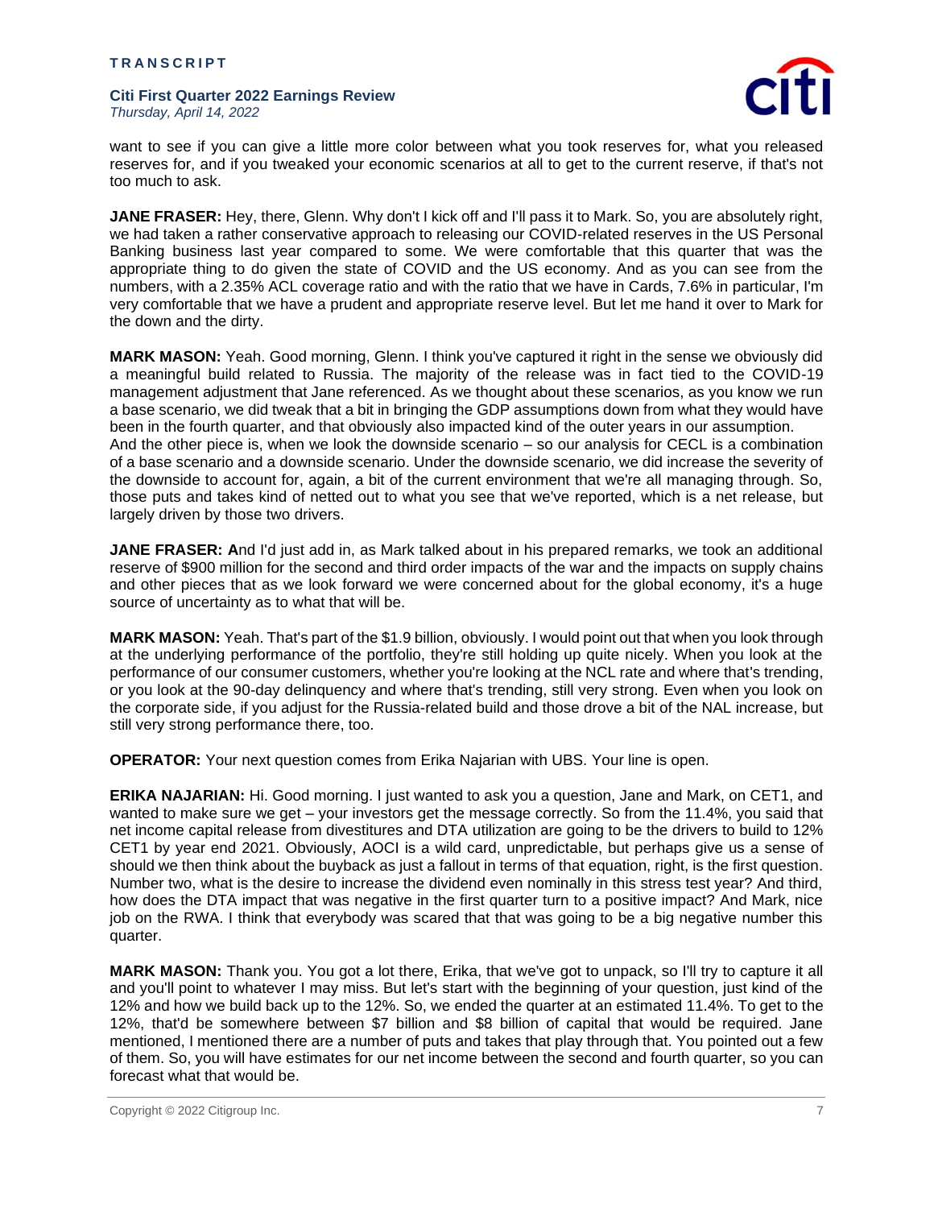want to see if you can give a little more color between what you took reserves for, what you released reserves for, and if you tweaked your economic scenarios at all to get to the current reserve, if that's not too much to ask.

**JANE FRASER:** Hey, there, Glenn. Why don't I kick off and I'll pass it to Mark. So, you are absolutely right, we had taken a rather conservative approach to releasing our COVID-related reserves in the US Personal Banking business last year compared to some. We were comfortable that this quarter that was the appropriate thing to do given the state of COVID and the US economy. And as you can see from the numbers, with a 2.35% ACL coverage ratio and with the ratio that we have in Cards, 7.6% in particular, I'm very comfortable that we have a prudent and appropriate reserve level. But let me hand it over to Mark for the down and the dirty.

**MARK MASON:** Yeah. Good morning, Glenn. I think you've captured it right in the sense we obviously did a meaningful build related to Russia. The majority of the release was in fact tied to the COVID-19 management adjustment that Jane referenced. As we thought about these scenarios, as you know we run a base scenario, we did tweak that a bit in bringing the GDP assumptions down from what they would have been in the fourth quarter, and that obviously also impacted kind of the outer years in our assumption. And the other piece is, when we look the downside scenario – so our analysis for CECL is a combination of a base scenario and a downside scenario. Under the downside scenario, we did increase the severity of the downside to account for, again, a bit of the current environment that we're all managing through. So, those puts and takes kind of netted out to what you see that we've reported, which is a net release, but largely driven by those two drivers.

**JANE FRASER:** And I'd just add in, as Mark talked about in his prepared remarks, we took an additional reserve of $900 million for the second and third order impacts of the war and the impacts on supply chains and other pieces that as we look forward we were concerned about for the global economy, it's a huge source of uncertainty as to what that will be.

**MARK MASON:** Yeah. That's part of the $1.9 billion, obviously. I would point out that when you look through at the underlying performance of the portfolio, they're still holding up quite nicely. When you look at the performance of our consumer customers, whether you're looking at the NCL rate and where that's trending, or you look at the 90-day delinquency and where that's trending, still very strong. Even when you look on the corporate side, if you adjust for the Russia-related build and those drove a bit of the NAL increase, but still very strong performance there, too.

**OPERATOR:** Your next question comes from Erika Najarian with UBS. Your line is open.

**ERIKA NAJARIAN:** Hi. Good morning. I just wanted to ask you a question, Jane and Mark, on CET1, and wanted to make sure we get – your investors get the message correctly. So from the 11.4%, you said that net income capital release from divestitures and DTA utilization are going to be the drivers to build to 12% CET1 by year end 2021. Obviously, AOCI is a wild card, unpredictable, but perhaps give us a sense of should we then think about the buyback as just a fallout in terms of that equation, right, is the first question. Number two, what is the desire to increase the dividend even nominally in this stress test year? And third, how does the DTA impact that was negative in the first quarter turn to a positive impact? And Mark, nice job on the RWA. I think that everybody was scared that that was going to be a big negative number this quarter.

**MARK MASON:** Thank you. You got a lot there, Erika, that we've got to unpack, so I'll try to capture it all and you'll point to whatever I may miss. But let's start with the beginning of your question, just kind of the 12% and how we build back up to the 12%. So, we ended the quarter at an estimated 11.4%. To get to the 12%, that'd be somewhere between $7 billion and $8 billion of capital that would be required. Jane mentioned, I mentioned there are a number of puts and takes that play through that. You pointed out a few of them. So, you will have estimates for our net income between the second and fourth quarter, so you can forecast what that would be.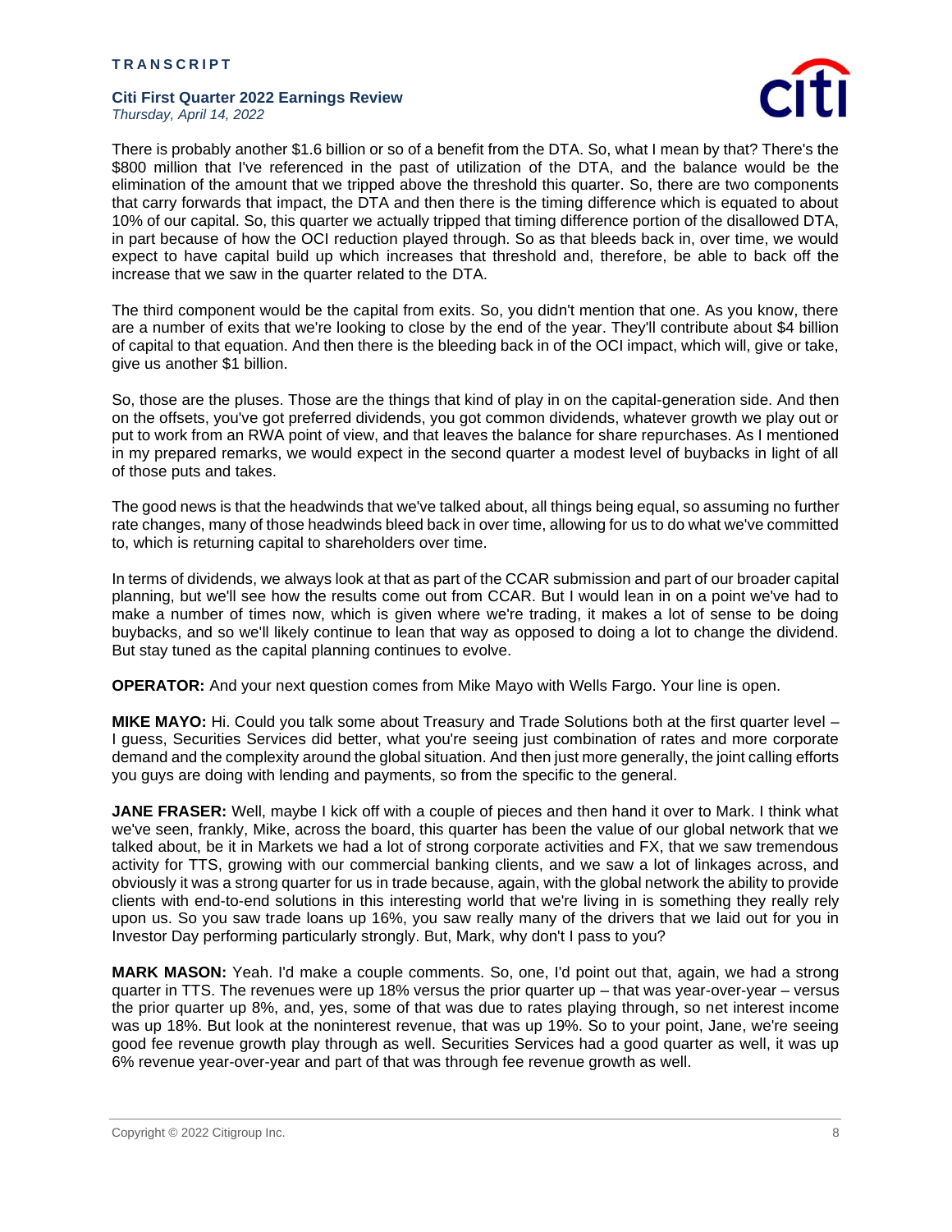There is probably another $1.6 billion or so of a benefit from the DTA. So, what I mean by that? There's the $800 million that I've referenced in the past of utilization of the DTA, and the balance would be the elimination of the amount that we tripped above the threshold this quarter. So, there are two components that carry forwards that impact, the DTA and then there is the timing difference which is equated to about 10% of our capital. So, this quarter we actually tripped that timing difference portion of the disallowed DTA, in part because of how the OCI reduction played through. So as that bleeds back in, over time, we would expect to have capital build up which increases that threshold and, therefore, be able to back off the increase that we saw in the quarter related to the DTA.

The third component would be the capital from exits. So, you didn't mention that one. As you know, there are a number of exits that we're looking to close by the end of the year. They'll contribute about $4 billion of capital to that equation. And then there is the bleeding back in of the OCI impact, which will, give or take, give us another $1 billion.

So, those are the pluses. Those are the things that kind of play in on the capital-generation side. And then on the offsets, you've got preferred dividends, you got common dividends, whatever growth we play out or put to work from an RWA point of view, and that leaves the balance for share repurchases. As I mentioned in my prepared remarks, we would expect in the second quarter a modest level of buybacks in light of all of those puts and takes.

The good news is that the headwinds that we've talked about, all things being equal, so assuming no further rate changes, many of those headwinds bleed back in over time, allowing for us to do what we've committed to, which is returning capital to shareholders over time.

In terms of dividends, we always look at that as part of the CCAR submission and part of our broader capital planning, but we'll see how the results come out from CCAR. But I would lean in on a point we've had to make a number of times now, which is given where we're trading, it makes a lot of sense to be doing buybacks, and so we'll likely continue to lean that way as opposed to doing a lot to change the dividend. But stay tuned as the capital planning continues to evolve.

**OPERATOR:** And your next question comes from Mike Mayo with Wells Fargo. Your line is open.

**MIKE MAYO:** Hi. Could you talk some about Treasury and Trade Solutions both at the first quarter level – I guess, Securities Services did better, what you're seeing just combination of rates and more corporate demand and the complexity around the global situation. And then just more generally, the joint calling efforts you guys are doing with lending and payments, so from the specific to the general.

**JANE FRASER:** Well, maybe I kick off with a couple of pieces and then hand it over to Mark. I think what we've seen, frankly, Mike, across the board, this quarter has been the value of our global network that we talked about, be it in Markets we had a lot of strong corporate activities and FX, that we saw tremendous activity for TTS, growing with our commercial banking clients, and we saw a lot of linkages across, and obviously it was a strong quarter for us in trade because, again, with the global network the ability to provide clients with end-to-end solutions in this interesting world that we're living in is something they really rely upon us. So you saw trade loans up 16%, you saw really many of the drivers that we laid out for you in Investor Day performing particularly strongly. But, Mark, why don't I pass to you?

**MARK MASON:** Yeah. I'd make a couple comments. So, one, I'd point out that, again, we had a strong quarter in TTS. The revenues were up 18% versus the prior quarter up – that was year-over-year – versus the prior quarter up 8%, and, yes, some of that was due to rates playing through, so net interest income was up 18%. But look at the noninterest revenue, that was up 19%. So to your point, Jane, we're seeing good fee revenue growth play through as well. Securities Services had a good quarter as well, it was up 6% revenue year-over-year and part of that was through fee revenue growth as well.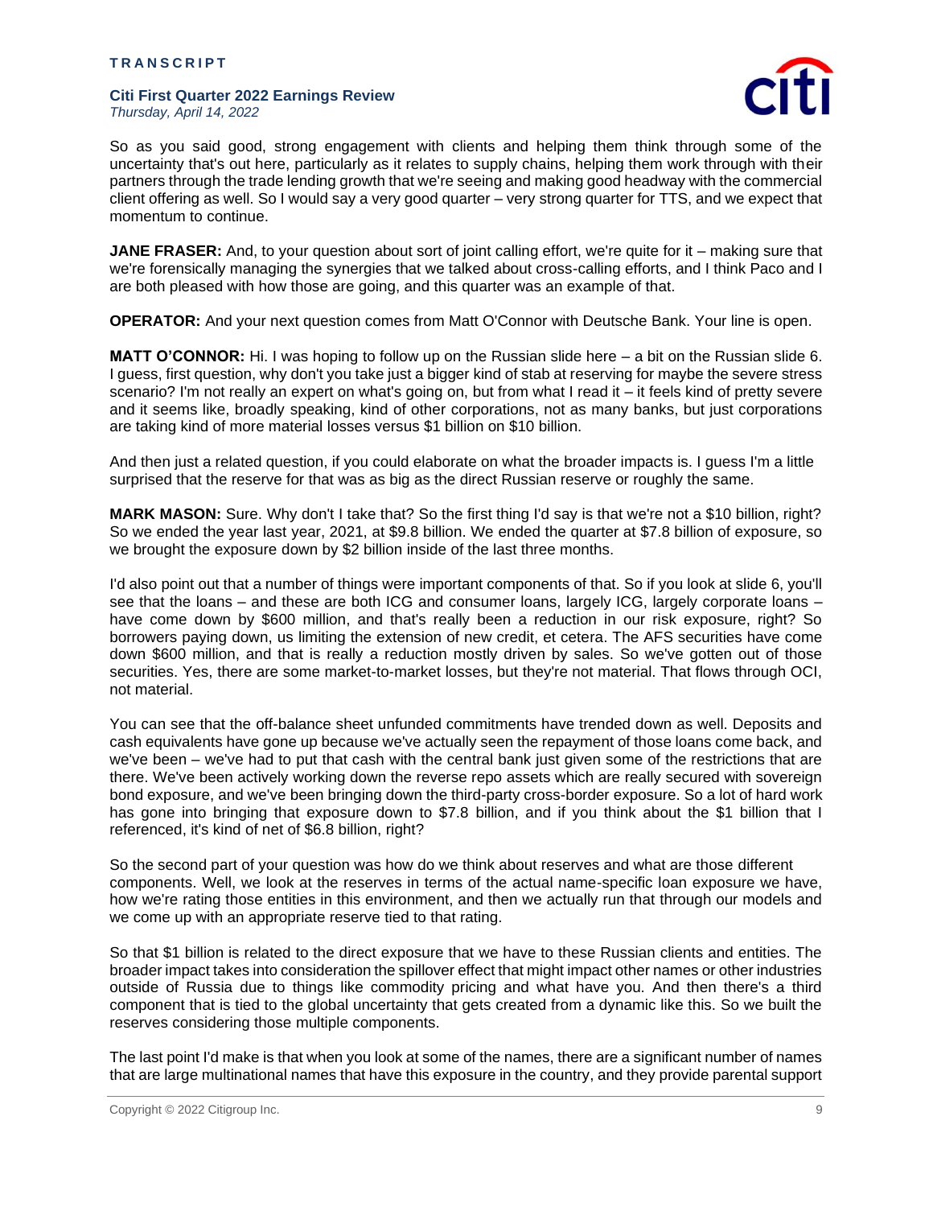So as you said good, strong engagement with clients and helping them think through some of the uncertainty that's out here, particularly as it relates to supply chains, helping them work through with their partners through the trade lending growth that we're seeing and making good headway with the commercial client offering as well. So I would say a very good quarter – very strong quarter for TTS, and we expect that momentum to continue.

**JANE FRASER:** And, to your question about sort of joint calling effort, we're quite for it – making sure that we're forensically managing the synergies that we talked about cross-calling efforts, and I think Paco and I are both pleased with how those are going, and this quarter was an example of that.

**OPERATOR:** And your next question comes from Matt O'Connor with Deutsche Bank. Your line is open.

**MATT O'CONNOR:** Hi. I was hoping to follow up on the Russian slide here – a bit on the Russian slide 6. I guess, first question, why don't you take just a bigger kind of stab at reserving for maybe the severe stress scenario? I'm not really an expert on what's going on, but from what I read it – it feels kind of pretty severe and it seems like, broadly speaking, kind of other corporations, not as many banks, but just corporations are taking kind of more material losses versus $1 billion on $10 billion.

And then just a related question, if you could elaborate on what the broader impacts is. I guess I'm a little surprised that the reserve for that was as big as the direct Russian reserve or roughly the same.

**MARK MASON:** Sure. Why don't I take that? So the first thing I'd say is that we're not a $10 billion, right? So we ended the year last year, 2021, at $9.8 billion. We ended the quarter at $7.8 billion of exposure, so we brought the exposure down by $2 billion inside of the last three months.

I'd also point out that a number of things were important components of that. So if you look at slide 6, you'll see that the loans – and these are both ICG and consumer loans, largely ICG, largely corporate loans – have come down by $600 million, and that's really been a reduction in our risk exposure, right? So borrowers paying down, us limiting the extension of new credit, et cetera. The AFS securities have come down $600 million, and that is really a reduction mostly driven by sales. So we've gotten out of those securities. Yes, there are some market-to-market losses, but they're not material. That flows through OCI, not material.

You can see that the off-balance sheet unfunded commitments have trended down as well. Deposits and cash equivalents have gone up because we've actually seen the repayment of those loans come back, and we've been – we've had to put that cash with the central bank just given some of the restrictions that are there. We've been actively working down the reverse repo assets which are really secured with sovereign bond exposure, and we've been bringing down the third-party cross-border exposure. So a lot of hard work has gone into bringing that exposure down to $7.8 billion, and if you think about the $1 billion that I referenced, it's kind of net of $6.8 billion, right?

So the second part of your question was how do we think about reserves and what are those different components. Well, we look at the reserves in terms of the actual name-specific loan exposure we have, how we're rating those entities in this environment, and then we actually run that through our models and we come up with an appropriate reserve tied to that rating.

So that $1 billion is related to the direct exposure that we have to these Russian clients and entities. The broader impact takes into consideration the spillover effect that might impact other names or other industries outside of Russia due to things like commodity pricing and what have you. And then there's a third component that is tied to the global uncertainty that gets created from a dynamic like this. So we built the reserves considering those multiple components.

The last point I'd make is that when you look at some of the names, there are a significant number of names that are large multinational names that have this exposure in the country, and they provide parental support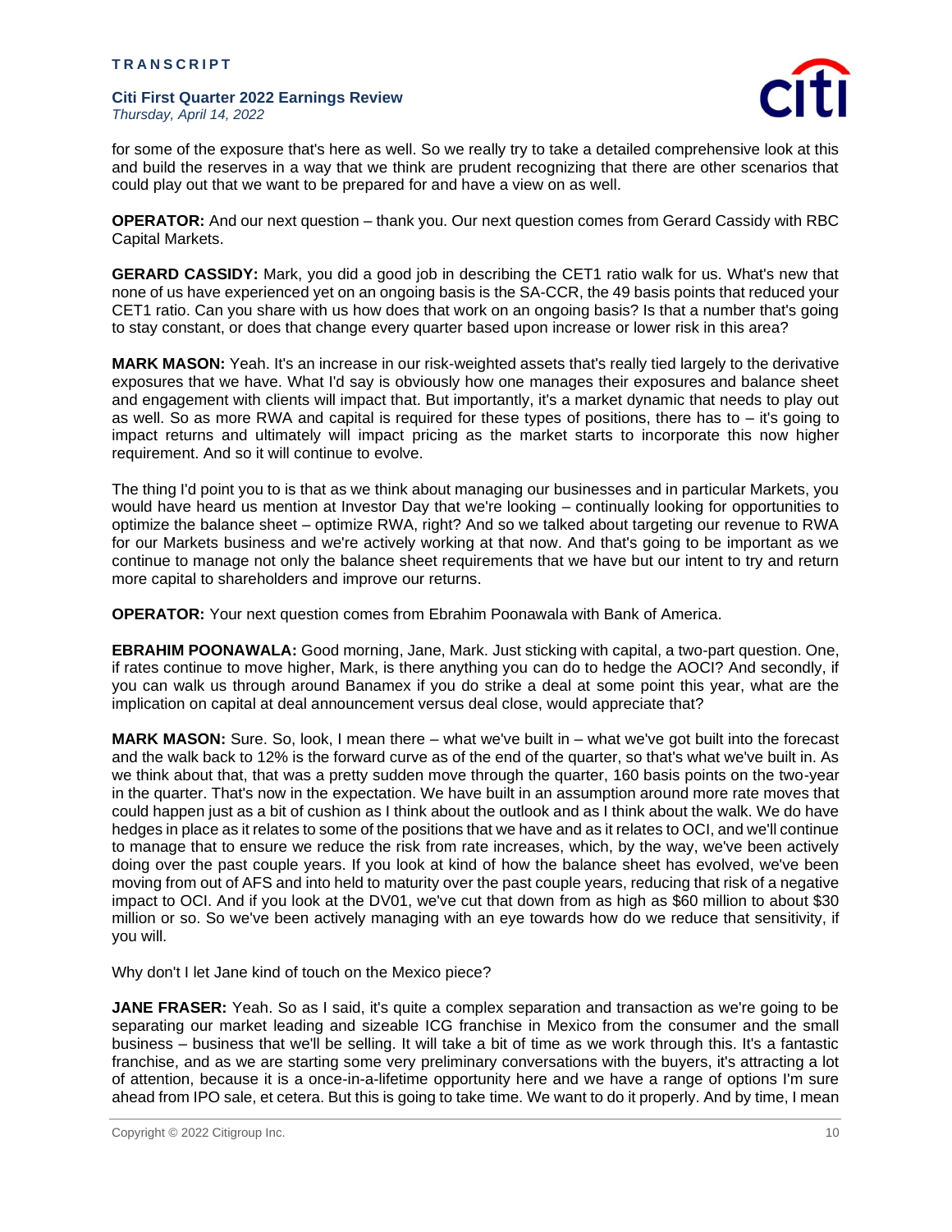for some of the exposure that's here as well. So we really try to take a detailed comprehensive look at this and build the reserves in a way that we think are prudent recognizing that there are other scenarios that could play out that we want to be prepared for and have a view on as well.

**OPERATOR:** And our next question – thank you. Our next question comes from Gerard Cassidy with RBC Capital Markets.

**GERARD CASSIDY:** Mark, you did a good job in describing the CET1 ratio walk for us. What's new that none of us have experienced yet on an ongoing basis is the SA-CCR, the 49 basis points that reduced your CET1 ratio. Can you share with us how does that work on an ongoing basis? Is that a number that's going to stay constant, or does that change every quarter based upon increase or lower risk in this area?

**MARK MASON:** Yeah. It's an increase in our risk-weighted assets that's really tied largely to the derivative exposures that we have. What I'd say is obviously how one manages their exposures and balance sheet and engagement with clients will impact that. But importantly, it's a market dynamic that needs to play out as well. So as more RWA and capital is required for these types of positions, there has to – it's going to impact returns and ultimately will impact pricing as the market starts to incorporate this now higher requirement. And so it will continue to evolve.

The thing I'd point you to is that as we think about managing our businesses and in particular Markets, you would have heard us mention at Investor Day that we're looking – continually looking for opportunities to optimize the balance sheet – optimize RWA, right? And so we talked about targeting our revenue to RWA for our Markets business and we're actively working at that now. And that's going to be important as we continue to manage not only the balance sheet requirements that we have but our intent to try and return more capital to shareholders and improve our returns.

**OPERATOR:** Your next question comes from Ebrahim Poonawala with Bank of America.

**EBRAHIM POONAWALA:** Good morning, Jane, Mark. Just sticking with capital, a two-part question. One, if rates continue to move higher, Mark, is there anything you can do to hedge the AOCI? And secondly, if you can walk us through around Banamex if you do strike a deal at some point this year, what are the implication on capital at deal announcement versus deal close, would appreciate that?

**MARK MASON:** Sure. So, look, I mean there – what we've built in – what we've got built into the forecast and the walk back to 12% is the forward curve as of the end of the quarter, so that's what we've built in. As we think about that, that was a pretty sudden move through the quarter, 160 basis points on the two-year in the quarter. That's now in the expectation. We have built in an assumption around more rate moves that could happen just as a bit of cushion as I think about the outlook and as I think about the walk. We do have hedges in place as it relates to some of the positions that we have and as it relates to OCI, and we'll continue to manage that to ensure we reduce the risk from rate increases, which, by the way, we've been actively doing over the past couple years. If you look at kind of how the balance sheet has evolved, we've been moving from out of AFS and into held to maturity over the past couple years, reducing that risk of a negative impact to OCI. And if you look at the DV01, we've cut that down from as high as $60 million to about $30 million or so. So we've been actively managing with an eye towards how do we reduce that sensitivity, if you will.

Why don't I let Jane kind of touch on the Mexico piece?

**JANE FRASER:** Yeah. So as I said, it's quite a complex separation and transaction as we're going to be separating our market leading and sizeable ICG franchise in Mexico from the consumer and the small business – business that we'll be selling. It will take a bit of time as we work through this. It's a fantastic franchise, and as we are starting some very preliminary conversations with the buyers, it's attracting a lot of attention, because it is a once-in-a-lifetime opportunity here and we have a range of options I'm sure ahead from IPO sale, et cetera. But this is going to take time. We want to do it properly. And by time, I mean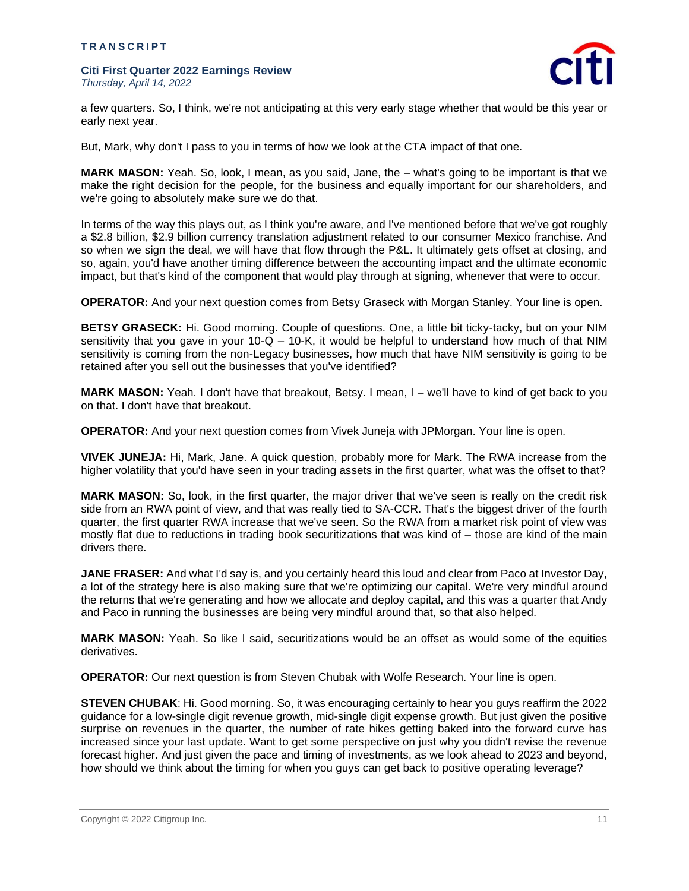a few quarters. So, I think, we're not anticipating at this very early stage whether that would be this year or early next year.

But, Mark, why don't I pass to you in terms of how we look at the CTA impact of that one.

**MARK MASON:** Yeah. So, look, I mean, as you said, Jane, the – what's going to be important is that we make the right decision for the people, for the business and equally important for our shareholders, and we're going to absolutely make sure we do that.

In terms of the way this plays out, as I think you're aware, and I've mentioned before that we've got roughly a $2.8 billion, $2.9 billion currency translation adjustment related to our consumer Mexico franchise. And so when we sign the deal, we will have that flow through the P&L. It ultimately gets offset at closing, and so, again, you'd have another timing difference between the accounting impact and the ultimate economic impact, but that's kind of the component that would play through at signing, whenever that were to occur.

**OPERATOR:** And your next question comes from Betsy Graseck with Morgan Stanley. Your line is open.

**BETSY GRASECK:** Hi. Good morning. Couple of questions. One, a little bit ticky-tacky, but on your NIM sensitivity that you gave in your 10-Q – 10-K, it would be helpful to understand how much of that NIM sensitivity is coming from the non-Legacy businesses, how much that have NIM sensitivity is going to be retained after you sell out the businesses that you've identified?

**MARK MASON:** Yeah. I don't have that breakout, Betsy. I mean, I – we'll have to kind of get back to you on that. I don't have that breakout.

**OPERATOR:** And your next question comes from Vivek Juneja with JPMorgan. Your line is open.

**VIVEK JUNEJA:** Hi, Mark, Jane. A quick question, probably more for Mark. The RWA increase from the higher volatility that you'd have seen in your trading assets in the first quarter, what was the offset to that?

**MARK MASON:** So, look, in the first quarter, the major driver that we've seen is really on the credit risk side from an RWA point of view, and that was really tied to SA-CCR. That's the biggest driver of the fourth quarter, the first quarter RWA increase that we've seen. So the RWA from a market risk point of view was mostly flat due to reductions in trading book securitizations that was kind of – those are kind of the main drivers there.

**JANE FRASER:** And what I'd say is, and you certainly heard this loud and clear from Paco at Investor Day, a lot of the strategy here is also making sure that we're optimizing our capital. We're very mindful around the returns that we're generating and how we allocate and deploy capital, and this was a quarter that Andy and Paco in running the businesses are being very mindful around that, so that also helped.

**MARK MASON:** Yeah. So like I said, securitizations would be an offset as would some of the equities derivatives.

**OPERATOR:** Our next question is from Steven Chubak with Wolfe Research. Your line is open.

**STEVEN CHUBAK**: Hi. Good morning. So, it was encouraging certainly to hear you guys reaffirm the 2022 guidance for a low-single digit revenue growth, mid-single digit expense growth. But just given the positive surprise on revenues in the quarter, the number of rate hikes getting baked into the forward curve has increased since your last update. Want to get some perspective on just why you didn't revise the revenue forecast higher. And just given the pace and timing of investments, as we look ahead to 2023 and beyond, how should we think about the timing for when you guys can get back to positive operating leverage?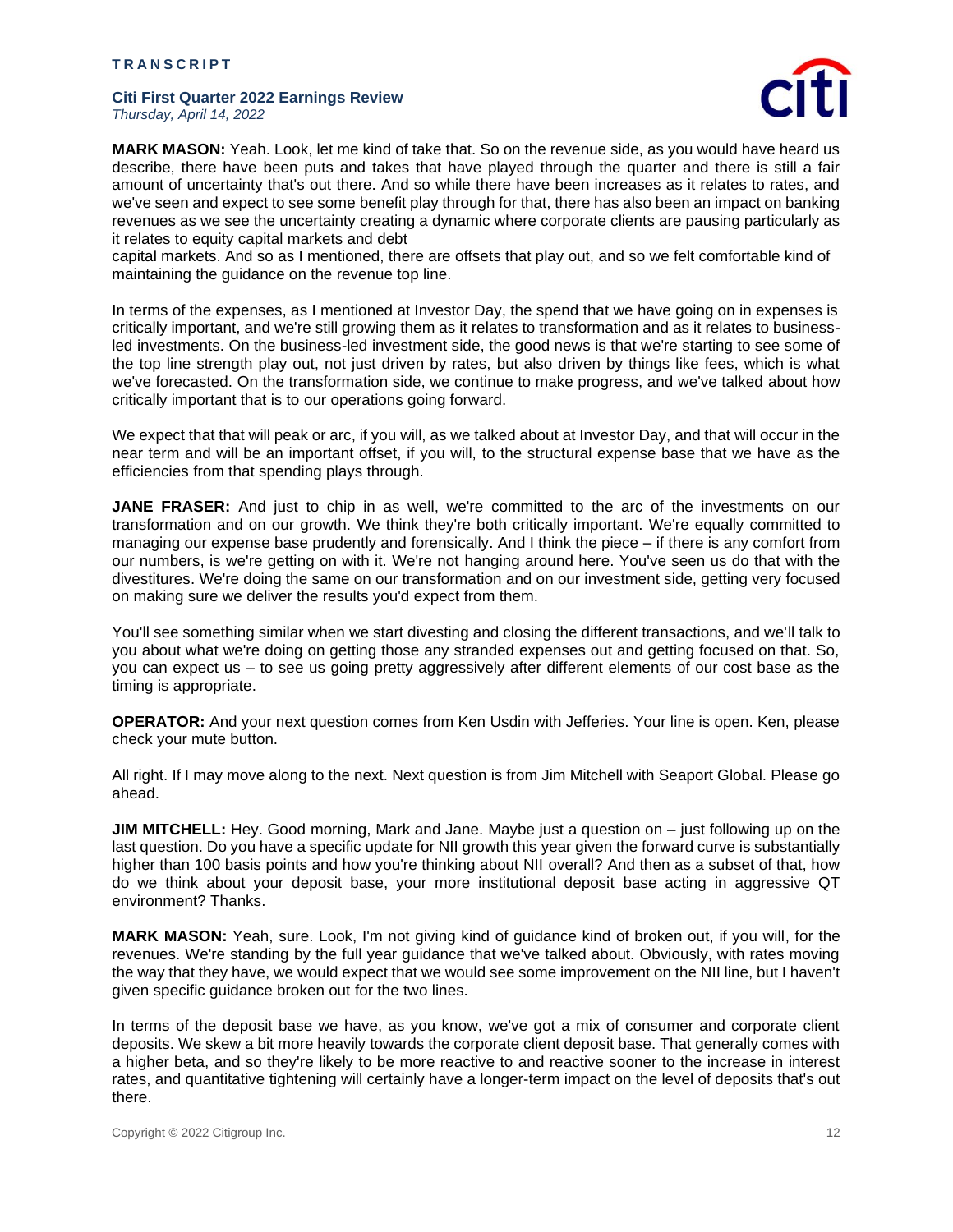**MARK MASON:** Yeah. Look, let me kind of take that. So on the revenue side, as you would have heard us describe, there have been puts and takes that have played through the quarter and there is still a fair amount of uncertainty that's out there. And so while there have been increases as it relates to rates, and we've seen and expect to see some benefit play through for that, there has also been an impact on banking revenues as we see the uncertainty creating a dynamic where corporate clients are pausing particularly as it relates to equity capital markets and debt capital markets. And so as I mentioned, there are offsets that play out, and so we felt comfortable kind of maintaining the guidance on the revenue top line.

In terms of the expenses, as I mentioned at Investor Day, the spend that we have going on in expenses is critically important, and we're still growing them as it relates to transformation and as it relates to business-led investments. On the business-led investment side, the good news is that we're starting to see some of the top line strength play out, not just driven by rates, but also driven by things like fees, which is what we've forecasted. On the transformation side, we continue to make progress, and we've talked about how critically important that is to our operations going forward.

We expect that that will peak or arc, if you will, as we talked about at Investor Day, and that will occur in the near term and will be an important offset, if you will, to the structural expense base that we have as the efficiencies from that spending plays through.

**JANE FRASER:** And just to chip in as well, we're committed to the arc of the investments on our transformation and on our growth. We think they're both critically important. We're equally committed to managing our expense base prudently and forensically. And I think the piece – if there is any comfort from our numbers, is we're getting on with it. We're not hanging around here. You've seen us do that with the divestitures. We're doing the same on our transformation and on our investment side, getting very focused on making sure we deliver the results you'd expect from them.

You'll see something similar when we start divesting and closing the different transactions, and we'll talk to you about what we're doing on getting those any stranded expenses out and getting focused on that. So, you can expect us – to see us going pretty aggressively after different elements of our cost base as the timing is appropriate.

**OPERATOR:** And your next question comes from Ken Usdin with Jefferies. Your line is open. Ken, please check your mute button.

All right. If I may move along to the next. Next question is from Jim Mitchell with Seaport Global. Please go ahead.

**JIM MITCHELL:** Hey. Good morning, Mark and Jane. Maybe just a question on – just following up on the last question. Do you have a specific update for NII growth this year given the forward curve is substantially higher than 100 basis points and how you're thinking about NII overall? And then as a subset of that, how do we think about your deposit base, your more institutional deposit base acting in aggressive QT environment? Thanks.

**MARK MASON:** Yeah, sure. Look, I'm not giving kind of guidance kind of broken out, if you will, for the revenues. We're standing by the full year guidance that we've talked about. Obviously, with rates moving the way that they have, we would expect that we would see some improvement on the NII line, but I haven't given specific guidance broken out for the two lines.

In terms of the deposit base we have, as you know, we've got a mix of consumer and corporate client deposits. We skew a bit more heavily towards the corporate client deposit base. That generally comes with a higher beta, and so they're likely to be more reactive to and reactive sooner to the increase in interest rates, and quantitative tightening will certainly have a longer-term impact on the level of deposits that's out there.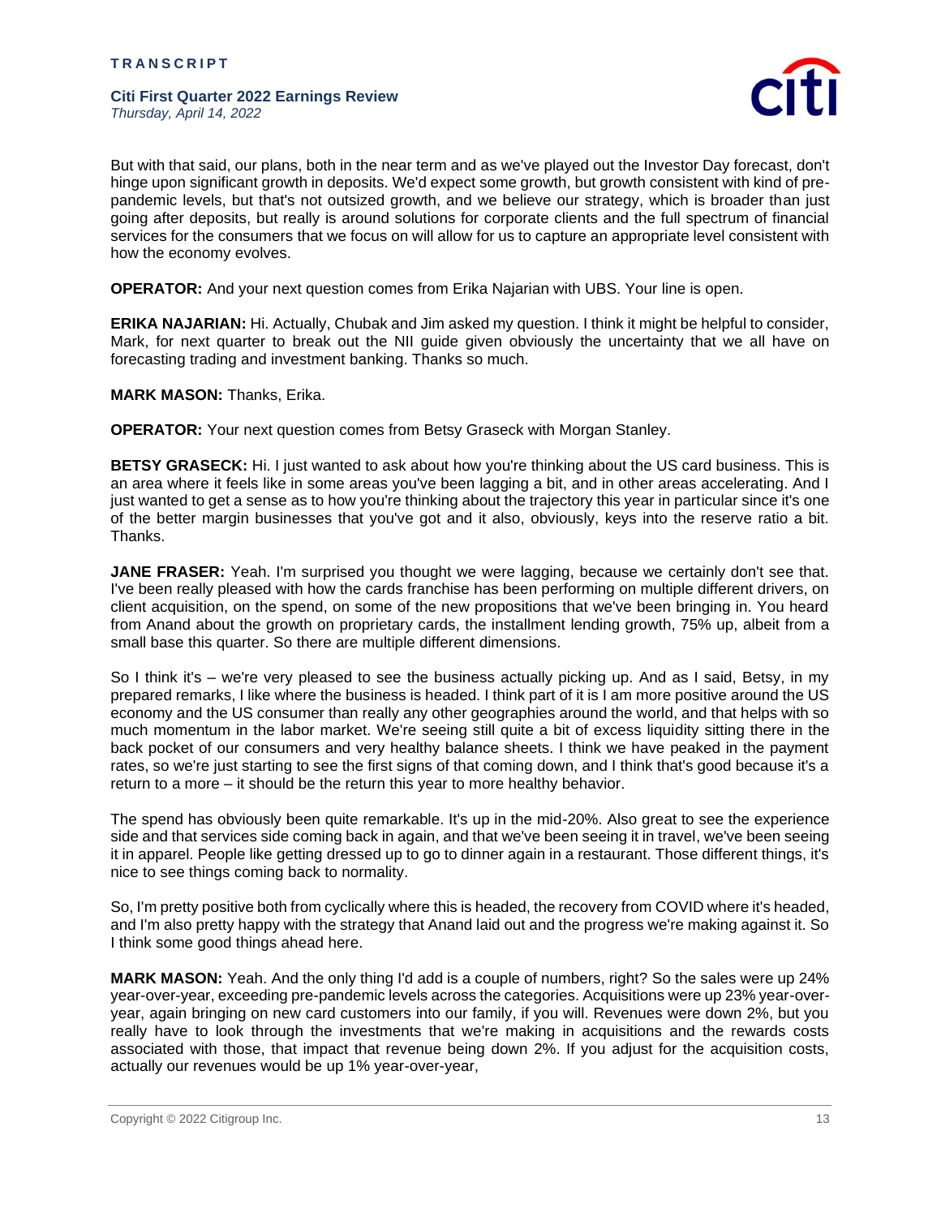But with that said, our plans, both in the near term and as we've played out the Investor Day forecast, don't hinge upon significant growth in deposits. We'd expect some growth, but growth consistent with kind of pre-pandemic levels, but that's not outsized growth, and we believe our strategy, which is broader than just going after deposits, but really is around solutions for corporate clients and the full spectrum of financial services for the consumers that we focus on will allow for us to capture an appropriate level consistent with how the economy evolves.

**OPERATOR:** And your next question comes from Erika Najarian with UBS. Your line is open.

**ERIKA NAJARIAN:** Hi. Actually, Chubak and Jim asked my question. I think it might be helpful to consider, Mark, for next quarter to break out the NII guide given obviously the uncertainty that we all have on forecasting trading and investment banking. Thanks so much.

**MARK MASON:** Thanks, Erika.

**OPERATOR:** Your next question comes from Betsy Graseck with Morgan Stanley.

**BETSY GRASECK:** Hi. I just wanted to ask about how you're thinking about the US card business. This is an area where it feels like in some areas you've been lagging a bit, and in other areas accelerating. And I just wanted to get a sense as to how you're thinking about the trajectory this year in particular since it's one of the better margin businesses that you've got and it also, obviously, keys into the reserve ratio a bit. Thanks.

**JANE FRASER:** Yeah. I'm surprised you thought we were lagging, because we certainly don't see that. I've been really pleased with how the cards franchise has been performing on multiple different drivers, on client acquisition, on the spend, on some of the new propositions that we've been bringing in. You heard from Anand about the growth on proprietary cards, the installment lending growth, 75% up, albeit from a small base this quarter. So there are multiple different dimensions.

So I think it's – we're very pleased to see the business actually picking up. And as I said, Betsy, in my prepared remarks, I like where the business is headed. I think part of it is I am more positive around the US economy and the US consumer than really any other geographies around the world, and that helps with so much momentum in the labor market. We're seeing still quite a bit of excess liquidity sitting there in the back pocket of our consumers and very healthy balance sheets. I think we have peaked in the payment rates, so we're just starting to see the first signs of that coming down, and I think that's good because it's a return to a more – it should be the return this year to more healthy behavior.

The spend has obviously been quite remarkable. It's up in the mid-20%. Also great to see the experience side and that services side coming back in again, and that we've been seeing it in travel, we've been seeing it in apparel. People like getting dressed up to go to dinner again in a restaurant. Those different things, it's nice to see things coming back to normality.

So, I'm pretty positive both from cyclically where this is headed, the recovery from COVID where it's headed, and I'm also pretty happy with the strategy that Anand laid out and the progress we're making against it. So I think some good things ahead here.

**MARK MASON:** Yeah. And the only thing I'd add is a couple of numbers, right? So the sales were up 24% year-over-year, exceeding pre-pandemic levels across the categories. Acquisitions were up 23% year-over-year, again bringing on new card customers into our family, if you will. Revenues were down 2%, but you really have to look through the investments that we're making in acquisitions and the rewards costs associated with those, that impact that revenue being down 2%. If you adjust for the acquisition costs, actually our revenues would be up 1% year-over-year,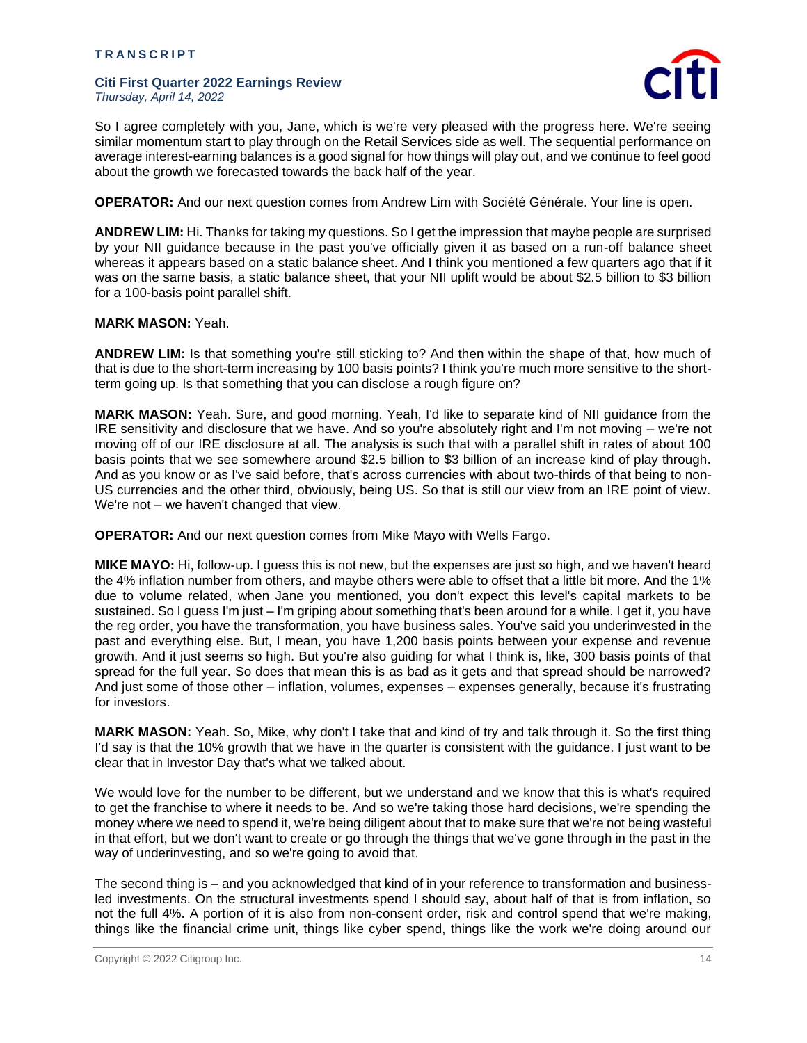So I agree completely with you, Jane, which is we're very pleased with the progress here. We're seeing similar momentum start to play through on the Retail Services side as well. The sequential performance on average interest-earning balances is a good signal for how things will play out, and we continue to feel good about the growth we forecasted towards the back half of the year.

**OPERATOR:** And our next question comes from Andrew Lim with Société Générale. Your line is open.

**ANDREW LIM:** Hi. Thanks for taking my questions. So I get the impression that maybe people are surprised by your NII guidance because in the past you've officially given it as based on a run-off balance sheet whereas it appears based on a static balance sheet. And I think you mentioned a few quarters ago that if it was on the same basis, a static balance sheet, that your NII uplift would be about $2.5 billion to $3 billion for a 100-basis point parallel shift.

**MARK MASON:** Yeah.

**ANDREW LIM:** Is that something you're still sticking to? And then within the shape of that, how much of that is due to the short-term increasing by 100 basis points? I think you're much more sensitive to the short-term going up. Is that something that you can disclose a rough figure on?

**MARK MASON:** Yeah. Sure, and good morning. Yeah, I'd like to separate kind of NII guidance from the IRE sensitivity and disclosure that we have. And so you're absolutely right and I'm not moving – we're not moving off of our IRE disclosure at all. The analysis is such that with a parallel shift in rates of about 100 basis points that we see somewhere around $2.5 billion to $3 billion of an increase kind of play through. And as you know or as I've said before, that's across currencies with about two-thirds of that being to non-US currencies and the other third, obviously, being US. So that is still our view from an IRE point of view. We're not – we haven't changed that view.

**OPERATOR:** And our next question comes from Mike Mayo with Wells Fargo.

**MIKE MAYO:** Hi, follow-up. I guess this is not new, but the expenses are just so high, and we haven't heard the 4% inflation number from others, and maybe others were able to offset that a little bit more. And the 1% due to volume related, when Jane you mentioned, you don't expect this level's capital markets to be sustained. So I guess I'm just – I'm griping about something that's been around for a while. I get it, you have the reg order, you have the transformation, you have business sales. You've said you underinvested in the past and everything else. But, I mean, you have 1,200 basis points between your expense and revenue growth. And it just seems so high. But you're also guiding for what I think is, like, 300 basis points of that spread for the full year. So does that mean this is as bad as it gets and that spread should be narrowed? And just some of those other – inflation, volumes, expenses – expenses generally, because it's frustrating for investors.

**MARK MASON:** Yeah. So, Mike, why don't I take that and kind of try and talk through it. So the first thing I'd say is that the 10% growth that we have in the quarter is consistent with the guidance. I just want to be clear that in Investor Day that's what we talked about.

We would love for the number to be different, but we understand and we know that this is what's required to get the franchise to where it needs to be. And so we're taking those hard decisions, we're spending the money where we need to spend it, we're being diligent about that to make sure that we're not being wasteful in that effort, but we don't want to create or go through the things that we've gone through in the past in the way of underinvesting, and so we're going to avoid that.

The second thing is – and you acknowledged that kind of in your reference to transformation and business-led investments. On the structural investments spend I should say, about half of that is from inflation, so not the full 4%. A portion of it is also from non-consent order, risk and control spend that we're making, things like the financial crime unit, things like cyber spend, things like the work we're doing around our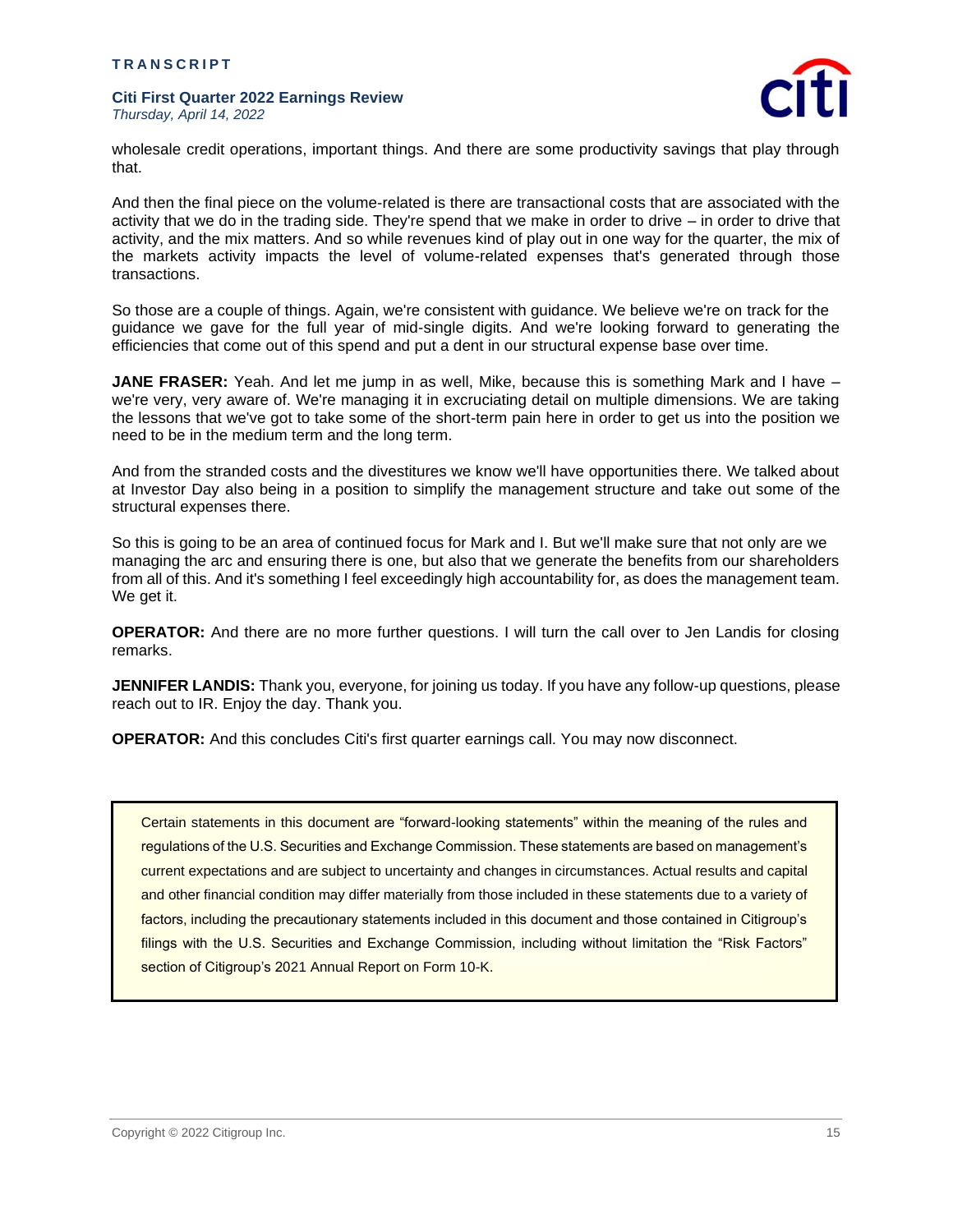wholesale credit operations, important things. And there are some productivity savings that play through that.

And then the final piece on the volume-related is there are transactional costs that are associated with the activity that we do in the trading side. They're spend that we make in order to drive – in order to drive that activity, and the mix matters. And so while revenues kind of play out in one way for the quarter, the mix of the markets activity impacts the level of volume-related expenses that's generated through those transactions.

So those are a couple of things. Again, we're consistent with guidance. We believe we're on track for the guidance we gave for the full year of mid-single digits. And we're looking forward to generating the efficiencies that come out of this spend and put a dent in our structural expense base over time.

**JANE FRASER:** Yeah. And let me jump in as well, Mike, because this is something Mark and I have – we're very, very aware of. We're managing it in excruciating detail on multiple dimensions. We are taking the lessons that we've got to take some of the short-term pain here in order to get us into the position we need to be in the medium term and the long term.

And from the stranded costs and the divestitures we know we'll have opportunities there. We talked about at Investor Day also being in a position to simplify the management structure and take out some of the structural expenses there.

So this is going to be an area of continued focus for Mark and I. But we'll make sure that not only are we managing the arc and ensuring there is one, but also that we generate the benefits from our shareholders from all of this. And it's something I feel exceedingly high accountability for, as does the management team. We get it.

**OPERATOR:** And there are no more further questions. I will turn the call over to Jen Landis for closing remarks.

**JENNIFER LANDIS:** Thank you, everyone, for joining us today. If you have any follow-up questions, please reach out to IR. Enjoy the day. Thank you.

**OPERATOR:** And this concludes Citi's first quarter earnings call. You may now disconnect.

Certain statements in this document are "forward-looking statements" within the meaning of the rules and regulations of the U.S. Securities and Exchange Commission. These statements are based on management's current expectations and are subject to uncertainty and changes in circumstances. Actual results and capital and other financial condition may differ materially from those included in these statements due to a variety of factors, including the precautionary statements included in this document and those contained in Citigroup's filings with the U.S. Securities and Exchange Commission, including without limitation the "Risk Factors" section of Citigroup's 2021 Annual Report on Form 10-K.